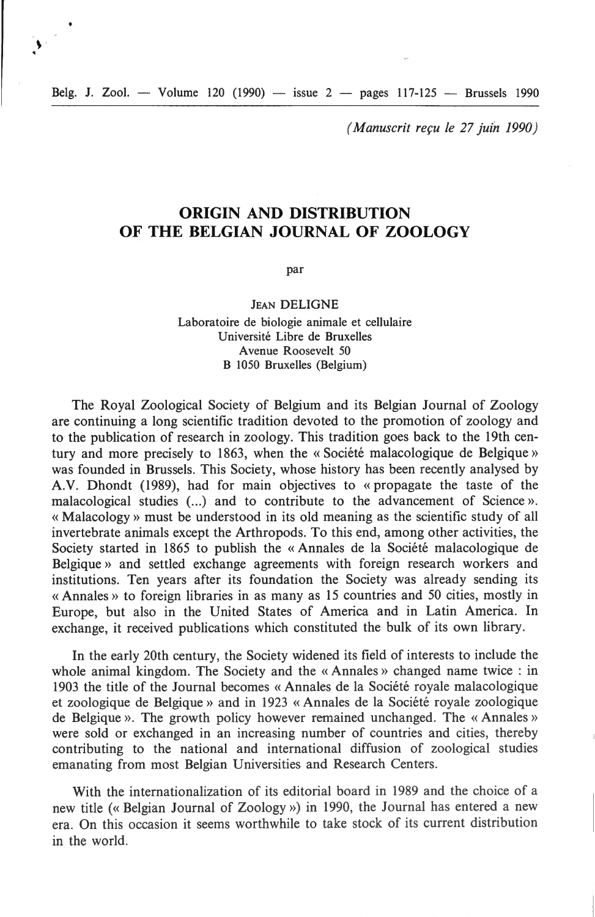*(Manuscrit reçu le 27 juin 1990)*

# ORIGIN AND DISTRIBUTION OF THE BELGIAN JOURNAL OF ZOOLOGY

par

JEAN DELIGNE

Laboratoire de biologie animale et cellulaire
Université Libre de Bruxelles
Avenue Roosevelt 50
B 1050 Bruxelles (Belgium)

The Royal Zoological Society of Belgium and its Belgian Journal of Zoology are continuing a long scientific tradition devoted to the promotion of zoology and to the publication of research in zoology. This tradition goes back to the 19th century and more precisely to 1863, when the « Société malacologique de Belgique » was founded in Brussels. This Society, whose history has been recently analysed by A.V. Dhondt (1989), had for main objectives to « propagate the taste of the malacological studies (...) and to contribute to the advancement of Science ». « Malacology » must be understood in its old meaning as the scientific study of all invertebrate animals except the Arthropods. To this end, among other activities, the Society started in 1865 to publish the « Annales de la Société malacologique de Belgique » and settled exchange agreements with foreign research workers and institutions. Ten years after its foundation the Society was already sending its « Annales » to foreign libraries in as many as 15 countries and 50 cities, mostly in Europe, but also in the United States of America and in Latin America. In exchange, it received publications which constituted the bulk of its own library.

In the early 20th century, the Society widened its field of interests to include the whole animal kingdom. The Society and the « Annales » changed name twice : in 1903 the title of the Journal becomes « Annales de la Société royale malacologique et zoologique de Belgique » and in 1923 « Annales de la Société royale zoologique de Belgique ». The growth policy however remained unchanged. The « Annales » were sold or exchanged in an increasing number of countries and cities, thereby contributing to the national and international diffusion of zoological studies emanating from most Belgian Universities and Research Centers.

With the internationalization of its editorial board in 1989 and the choice of a new title (« Belgian Journal of Zoology ») in 1990, the Journal has entered a new era. On this occasion it seems worthwhile to take stock of its current distribution in the world.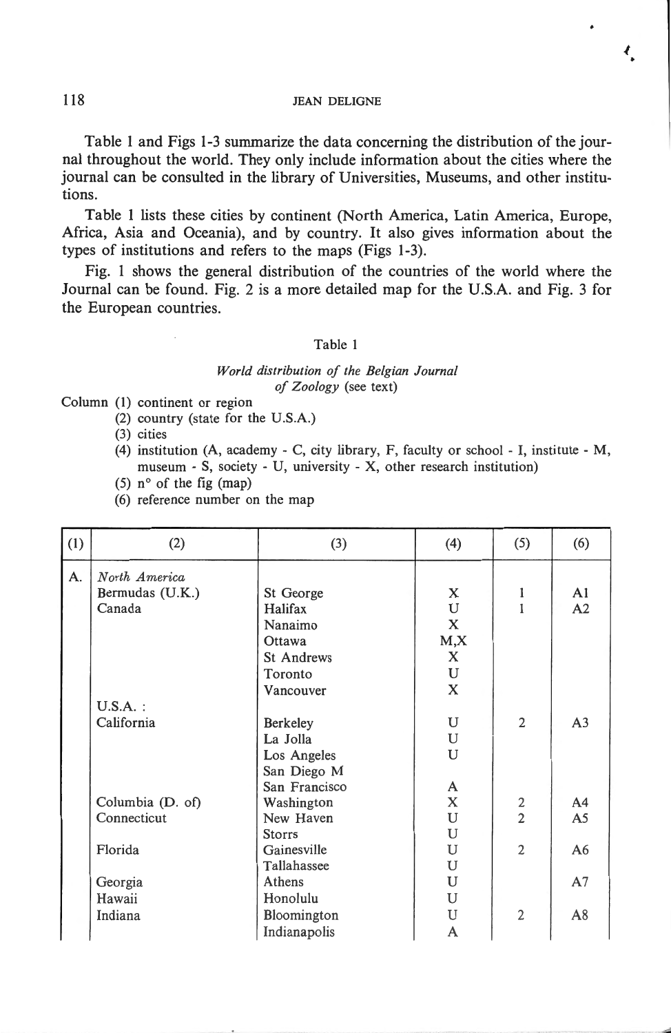Table 1 and Figs 1-3 summarize the data concerning the distribution of the journal throughout the world. They only include information about the cities where the journal can be consulted in the library of Universities, Museums, and other institutions.

Table 1 lists these cities by continent (North America, Latin America, Europe, Africa, Asia and Oceania), and by country. It also gives information about the types of institutions and refers to the maps (Figs 1-3).

Fig. 1 shows the general distribution of the countries of the world where the Journal can be found. Fig. 2 is a more detailed map for the U.S.A. and Fig. 3 for the European countries.

Table 1

*World distribution of the Belgian Journal of Zoology* (see text)

Column (1) continent or region
(2) country (state for the U.S.A.)
(3) cities
(4) institution (A, academy - C, city library, F, faculty or school - I, institute - M, museum - S, society - U, university - X, other research institution)
(5) n° of the fig (map)
(6) reference number on the map

| (1) | (2) | (3) | (4) | (5) | (6) |
|---|---|---|---|---|---|
| A. | *North America* | | | | |
| | Bermudas (U.K.) | St George | X | 1 | A1 |
| | Canada | Halifax | U | 1 | A2 |
| | | Nanaimo | X | | |
| | | Ottawa | M,X | | |
| | | St Andrews | X | | |
| | | Toronto | U | | |
| | | Vancouver | X | | |
| | U.S.A. : | | | | |
| | California | Berkeley | U | 2 | A3 |
| | | La Jolla | U | | |
| | | Los Angeles | U | | |
| | | San Diego M | | | |
| | | San Francisco | A | | |
| | Columbia (D. of) | Washington | X | 2 | A4 |
| | Connecticut | New Haven | U | 2 | A5 |
| | | Storrs | U | | |
| | Florida | Gainesville | U | 2 | A6 |
| | | Tallahassee | U | | |
| | Georgia | Athens | U | | A7 |
| | Hawaii | Honolulu | U | | |
| | Indiana | Bloomington | U | 2 | A8 |
| | | Indianapolis | A | | |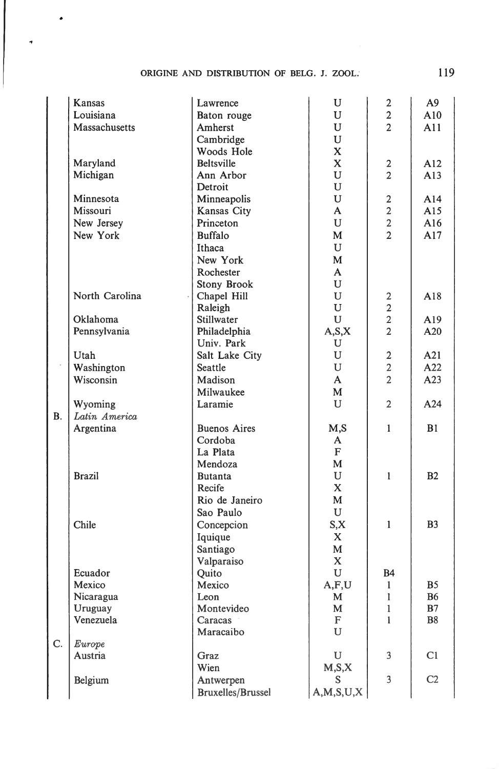|  | Kansas | Lawrence | U | 2 | A9 |
|---|---|---|---|---|---|
|  | Louisiana | Baton rouge | U | 2 | A10 |
|  | Massachusetts | Amherst | U | 2 | A11 |
|  |  | Cambridge | U |  |  |
|  |  | Woods Hole | X |  |  |
|  | Maryland | Beltsville | X | 2 | A12 |
|  | Michigan | Ann Arbor | U | 2 | A13 |
|  |  | Detroit | U |  |  |
|  | Minnesota | Minneapolis | U | 2 | A14 |
|  | Missouri | Kansas City | A | 2 | A15 |
|  | New Jersey | Princeton | U | 2 | A16 |
|  | New York | Buffalo | M | 2 | A17 |
|  |  | Ithaca | U |  |  |
|  |  | New York | M |  |  |
|  |  | Rochester | A |  |  |
|  |  | Stony Brook | U |  |  |
|  | North Carolina | Chapel Hill | U | 2 | A18 |
|  |  | Raleigh | U | 2 |  |
|  | Oklahoma | Stillwater | U | 2 | A19 |
|  | Pennsylvania | Philadelphia | A,S,X | 2 | A20 |
|  |  | Univ. Park | U |  |  |
|  | Utah | Salt Lake City | U | 2 | A21 |
|  | Washington | Seattle | U | 2 | A22 |
|  | Wisconsin | Madison | A | 2 | A23 |
|  |  | Milwaukee | M |  |  |
|  | Wyoming | Laramie | U | 2 | A24 |
| B. | *Latin America* |  |  |  |  |
|  | Argentina | Buenos Aires | M,S | 1 | B1 |
|  |  | Cordoba | A |  |  |
|  |  | La Plata | F |  |  |
|  |  | Mendoza | M |  |  |
|  | Brazil | Butanta | U | 1 | B2 |
|  |  | Recife | X |  |  |
|  |  | Rio de Janeiro | M |  |  |
|  |  | Sao Paulo | U |  |  |
|  | Chile | Concepcion | S,X | 1 | B3 |
|  |  | Iquique | X |  |  |
|  |  | Santiago | M |  |  |
|  |  | Valparaiso | X |  |  |
|  | Ecuador | Quito | U | B4 |  |
|  | Mexico | Mexico | A,F,U | 1 | B5 |
|  | Nicaragua | Leon | M | 1 | B6 |
|  | Uruguay | Montevideo | M | 1 | B7 |
|  | Venezuela | Caracas | F | 1 | B8 |
|  |  | Maracaibo | U |  |  |
| C. | *Europe* |  |  |  |  |
|  | Austria | Graz | U | 3 | C1 |
|  |  | Wien | M,S,X |  |  |
|  | Belgium | Antwerpen | S | 3 | C2 |
|  |  | Bruxelles/Brussel | A,M,S,U,X |  |  |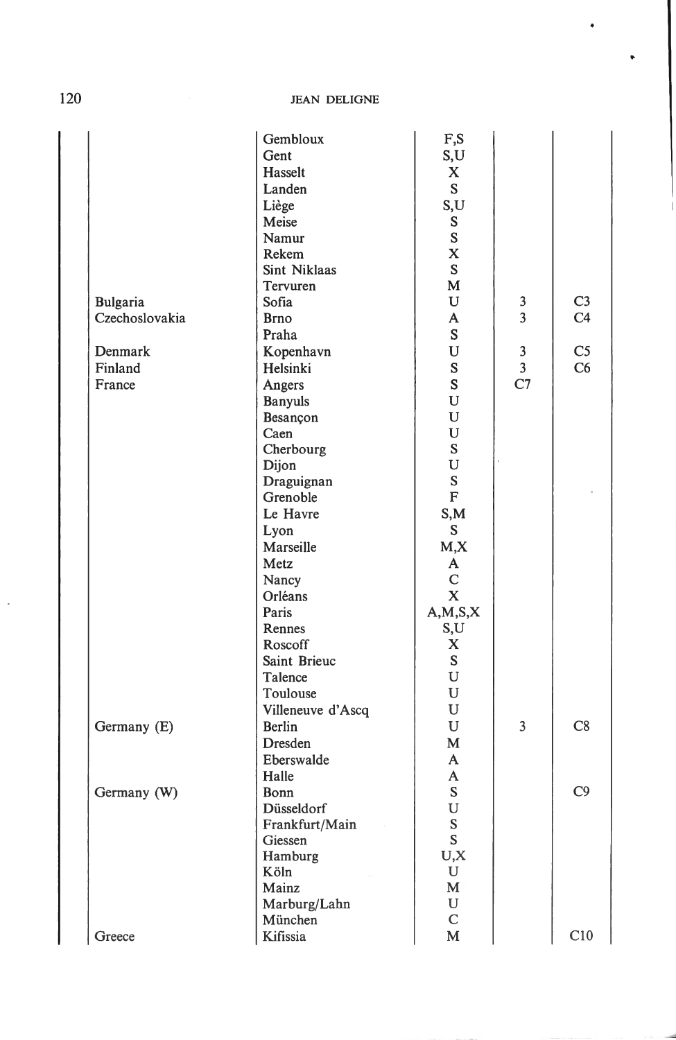|  |  |  |  |  |
|---|---|---|---|---|
|  | Gembloux | F,S |  |  |
|  | Gent | S,U |  |  |
|  | Hasselt | X |  |  |
|  | Landen | S |  |  |
|  | Liège | S,U |  |  |
|  | Meise | S |  |  |
|  | Namur | S |  |  |
|  | Rekem | X |  |  |
|  | Sint Niklaas | S |  |  |
|  | Tervuren | M |  |  |
| Bulgaria | Sofia | U | 3 | C3 |
| Czechoslovakia | Brno | A | 3 | C4 |
|  | Praha | S |  |  |
| Denmark | Kopenhavn | U | 3 | C5 |
| Finland | Helsinki | S | 3 | C6 |
| France | Angers | S | C7 |  |
|  | Banyuls | U |  |  |
|  | Besançon | U |  |  |
|  | Caen | U |  |  |
|  | Cherbourg | S |  |  |
|  | Dijon | U |  |  |
|  | Draguignan | S |  |  |
|  | Grenoble | F |  |  |
|  | Le Havre | S,M |  |  |
|  | Lyon | S |  |  |
|  | Marseille | M,X |  |  |
|  | Metz | A |  |  |
|  | Nancy | C |  |  |
|  | Orléans | X |  |  |
|  | Paris | A,M,S,X |  |  |
|  | Rennes | S,U |  |  |
|  | Roscoff | X |  |  |
|  | Saint Brieuc | S |  |  |
|  | Talence | U |  |  |
|  | Toulouse | U |  |  |
|  | Villeneuve d'Ascq | U |  |  |
| Germany (E) | Berlin | U | 3 | C8 |
|  | Dresden | M |  |  |
|  | Eberswalde | A |  |  |
|  | Halle | A |  |  |
| Germany (W) | Bonn | S |  | C9 |
|  | Düsseldorf | U |  |  |
|  | Frankfurt/Main | S |  |  |
|  | Giessen | S |  |  |
|  | Hamburg | U,X |  |  |
|  | Köln | U |  |  |
|  | Mainz | M |  |  |
|  | Marburg/Lahn | U |  |  |
|  | München | C |  |  |
| Greece | Kifissia | M |  | C10 |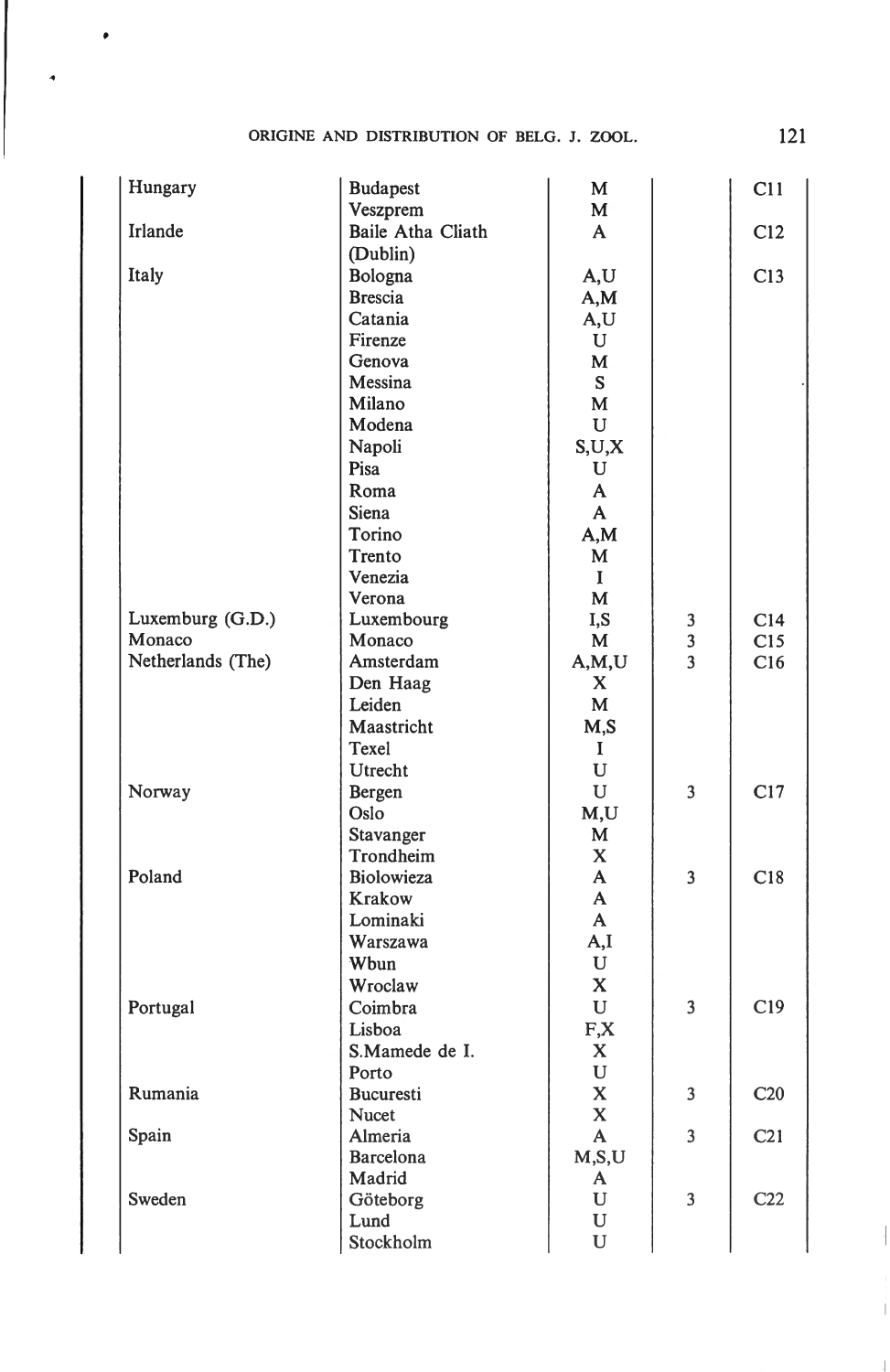| | | | | |
|---|---|---|---|---|
| Hungary | Budapest | M | | C11 |
| | Veszprem | M | | |
| Irlande | Baile Atha Cliath (Dublin) | A | | C12 |
| Italy | Bologna | A,U | | C13 |
| | Brescia | A,M | | |
| | Catania | A,U | | |
| | Firenze | U | | |
| | Genova | M | | |
| | Messina | S | | |
| | Milano | M | | |
| | Modena | U | | |
| | Napoli | S,U,X | | |
| | Pisa | U | | |
| | Roma | A | | |
| | Siena | A | | |
| | Torino | A,M | | |
| | Trento | M | | |
| | Venezia | I | | |
| | Verona | M | | |
| Luxemburg (G.D.) | Luxembourg | I,S | 3 | C14 |
| Monaco | Monaco | M | 3 | C15 |
| Netherlands (The) | Amsterdam | A,M,U | 3 | C16 |
| | Den Haag | X | | |
| | Leiden | M | | |
| | Maastricht | M,S | | |
| | Texel | I | | |
| | Utrecht | U | | |
| Norway | Bergen | U | 3 | C17 |
| | Oslo | M,U | | |
| | Stavanger | M | | |
| | Trondheim | X | | |
| Poland | Biolowieza | A | 3 | C18 |
| | Krakow | A | | |
| | Lominaki | A | | |
| | Warszawa | A,I | | |
| | Wbun | U | | |
| | Wroclaw | X | | |
| Portugal | Coimbra | U | 3 | C19 |
| | Lisboa | F,X | | |
| | S.Mamede de I. | X | | |
| | Porto | U | | |
| Rumania | Bucuresti | X | 3 | C20 |
| | Nucet | X | | |
| Spain | Almeria | A | 3 | C21 |
| | Barcelona | M,S,U | | |
| | Madrid | A | | |
| Sweden | Göteborg | U | 3 | C22 |
| | Lund | U | | |
| | Stockholm | U | | |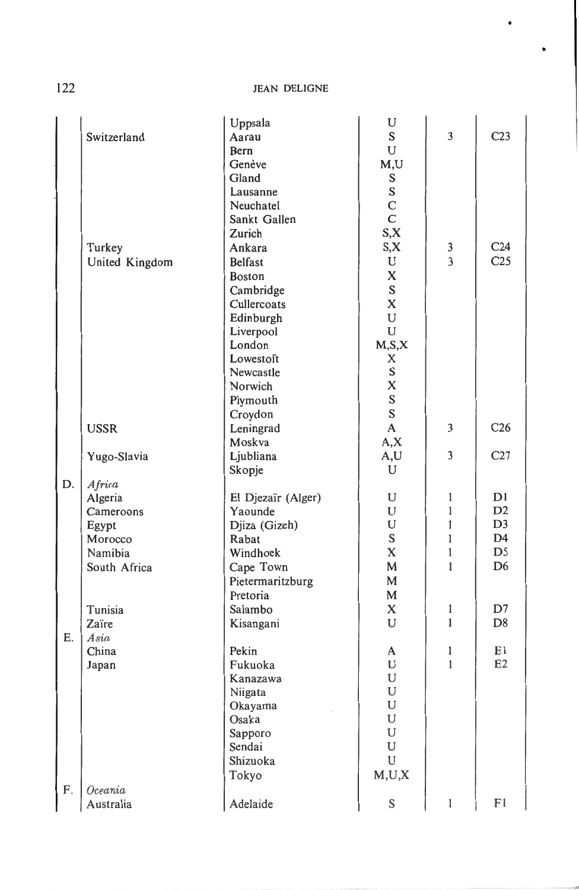| | | | | | |
|---|---|---|---|---|---|
| | | Uppsala | U | | |
| | Switzerland | Aarau | S | 3 | C23 |
| | | Bern | U | | |
| | | Genève | M,U | | |
| | | Gland | S | | |
| | | Lausanne | S | | |
| | | Neuchatel | C | | |
| | | Sankt Gallen | C | | |
| | | Zurich | S,X | | |
| | Turkey | Ankara | S,X | 3 | C24 |
| | United Kingdom | Belfast | U | 3 | C25 |
| | | Boston | X | | |
| | | Cambridge | S | | |
| | | Cullercoats | X | | |
| | | Edinburgh | U | | |
| | | Liverpool | U | | |
| | | London | M,S,X | | |
| | | Lowestoft | X | | |
| | | Newcastle | S | | |
| | | Norwich | X | | |
| | | Plymouth | S | | |
| | | Croydon | S | | |
| | USSR | Leningrad | A | 3 | C26 |
| | | Moskva | A,X | | |
| | Yugo-Slavia | Ljubliana | A,U | 3 | C27 |
| | | Skopje | U | | |
| D. | *Africa* | | | | |
| | Algeria | El Djezaïr (Alger) | U | 1 | D1 |
| | Cameroons | Yaounde | U | 1 | D2 |
| | Egypt | Djiza (Gizeh) | U | 1 | D3 |
| | Morocco | Rabat | S | 1 | D4 |
| | Namibia | Windhoek | X | 1 | D5 |
| | South Africa | Cape Town | M | 1 | D6 |
| | | Pietermaritzburg | M | | |
| | | Pretoria | M | | |
| | Tunisia | Salambo | X | 1 | D7 |
| | Zaïre | Kisangani | U | 1 | D8 |
| E. | *Asia* | | | | |
| | China | Pekin | A | 1 | E1 |
| | Japan | Fukuoka | U | 1 | E2 |
| | | Kanazawa | U | | |
| | | Niigata | U | | |
| | | Okayama | U | | |
| | | Osaka | U | | |
| | | Sapporo | U | | |
| | | Sendai | U | | |
| | | Shizuoka | U | | |
| | | Tokyo | M,U,X | | |
| F. | *Oceania* | | | | |
| | Australia | Adelaide | S | 1 | F1 |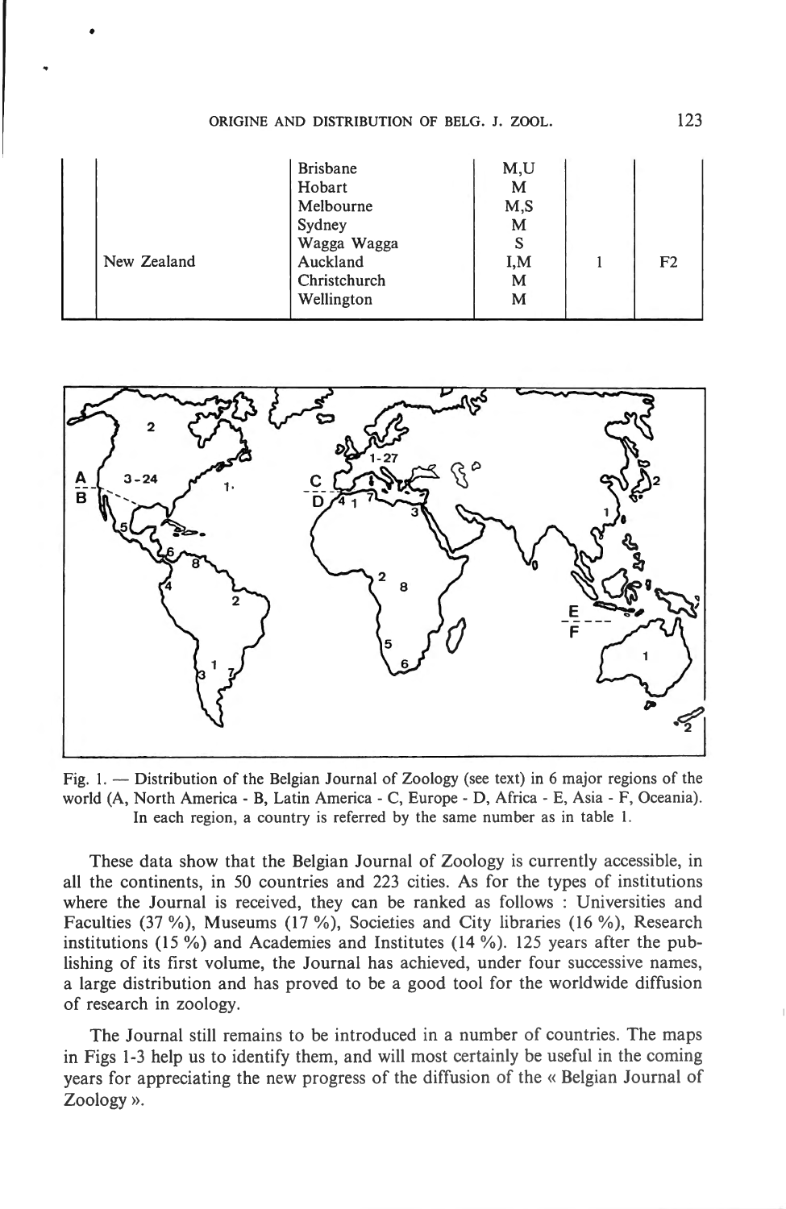| | | | | |
|---|---|---|---|---|
| | Brisbane | M,U | | |
| | Hobart | M | | |
| | Melbourne | M,S | | |
| | Sydney | M | | |
| | Wagga Wagga | S | | |
| New Zealand | Auckland | I,M | 1 | F2 |
| | Christchurch | M | | |
| | Wellington | M | | |

Fig. 1. — Distribution of the Belgian Journal of Zoology (see text) in 6 major regions of the world (A, North America - B, Latin America - C, Europe - D, Africa - E, Asia - F, Oceania). In each region, a country is referred by the same number as in table 1.

These data show that the Belgian Journal of Zoology is currently accessible, in all the continents, in 50 countries and 223 cities. As for the types of institutions where the Journal is received, they can be ranked as follows : Universities and Faculties (37 %), Museums (17 %), Societies and City libraries (16 %), Research institutions (15 %) and Academies and Institutes (14 %). 125 years after the publishing of its first volume, the Journal has achieved, under four successive names, a large distribution and has proved to be a good tool for the worldwide diffusion of research in zoology.

The Journal still remains to be introduced in a number of countries. The maps in Figs 1-3 help us to identify them, and will most certainly be useful in the coming years for appreciating the new progress of the diffusion of the « Belgian Journal of Zoology ».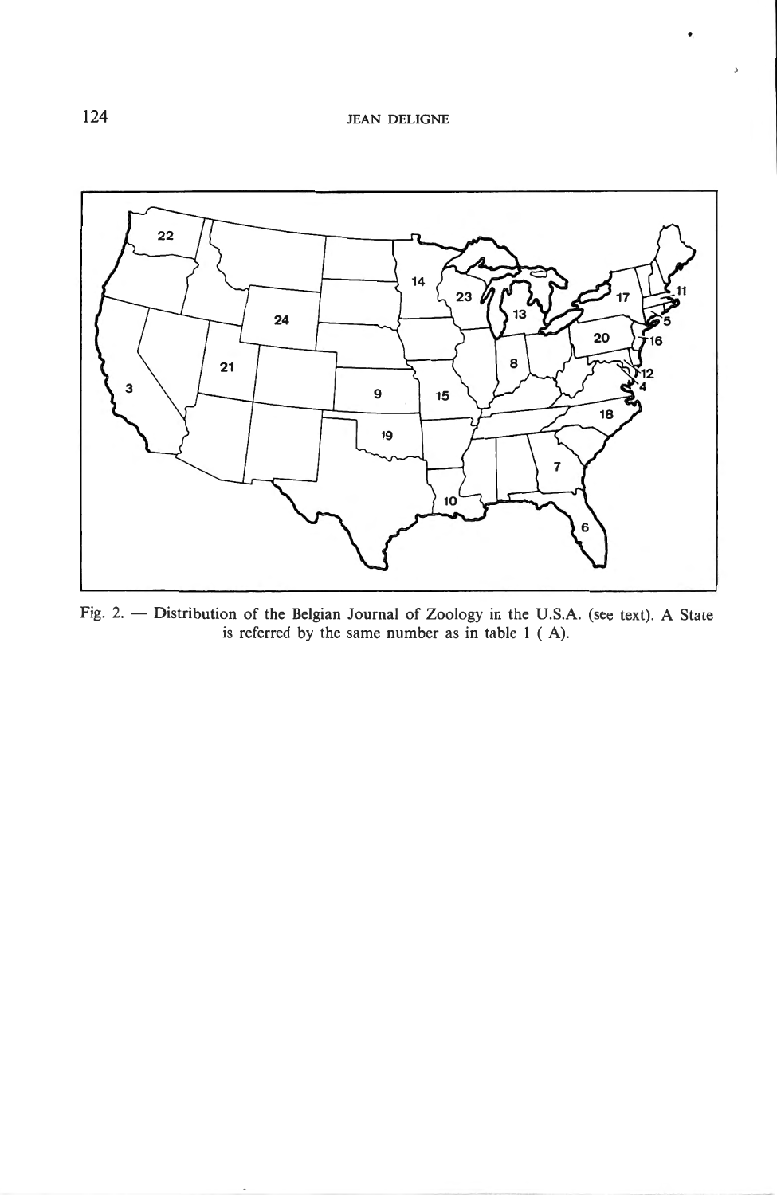Fig. 2. — Distribution of the Belgian Journal of Zoology in the U.S.A. (see text). A State is referred by the same number as in table 1 ( A).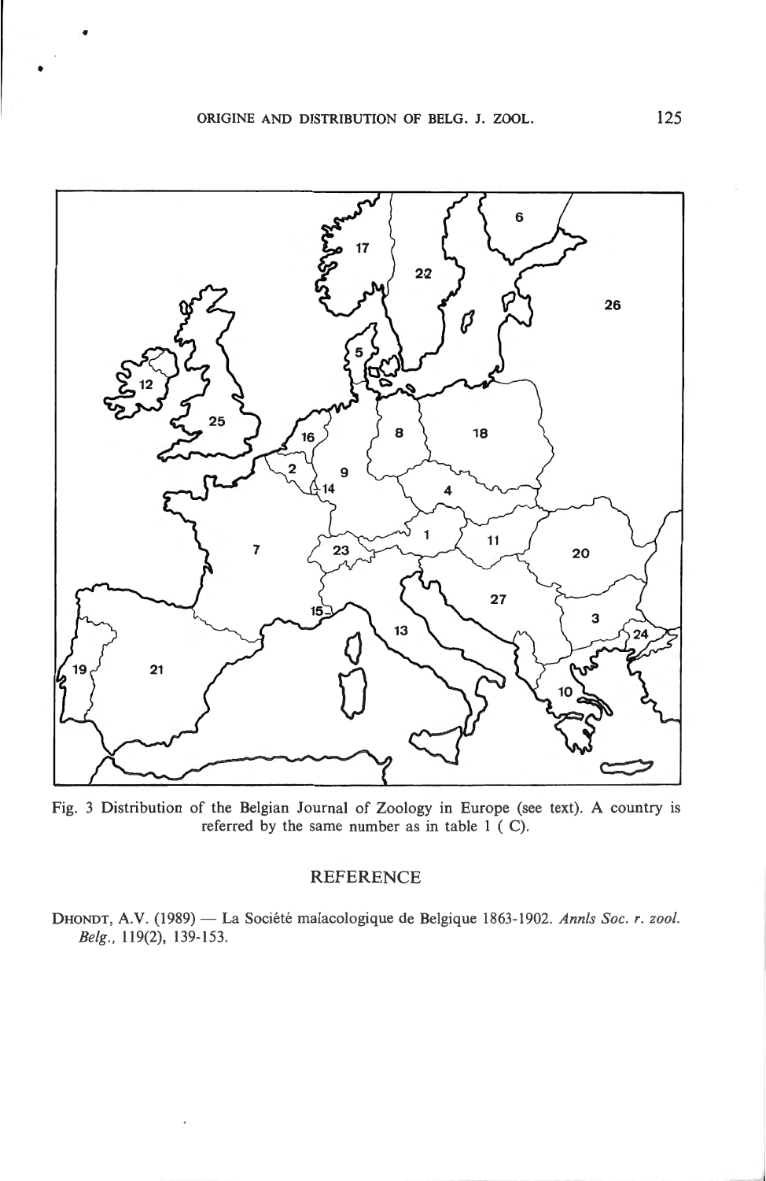17

22

6

26

5

12

25

16

8

18

2

9

14

4

1

11

7

23

20

27

15

3

24

13

19

21

10

Fig. 3 Distribution of the Belgian Journal of Zoology in Europe (see text). A country is referred by the same number as in table 1 ( C).

## REFERENCE

DHONDT, A.V. (1989) — La Société malacologique de Belgique 1863-1902. *Annls Soc. r. zool. Belg.*, 119(2), 139-153.